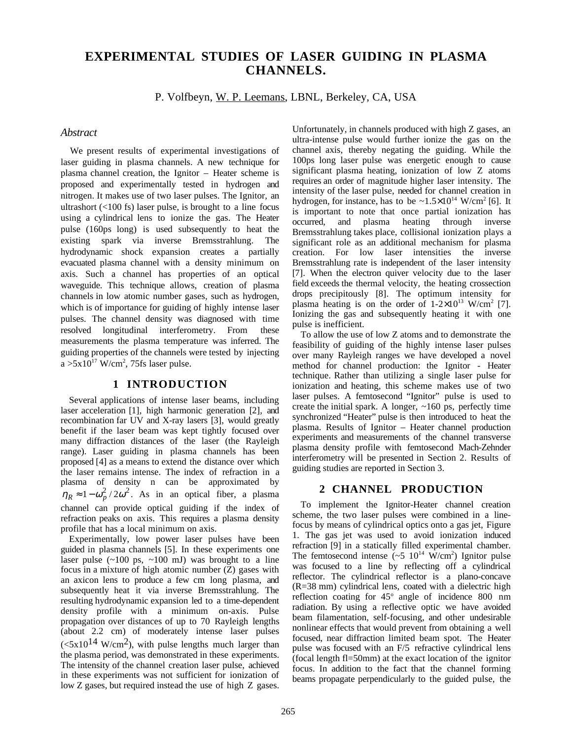# EXPERIMENTAL STUDIES OF LASER GUIDING IN PLASMA CHANNELS.

P. Volfbeyn, W. P. Leemans, LBNL, Berkeley, CA, USA

## *Abstract*

We present results of experimental investigations of laser guiding in plasma channels. A new technique for plasma channel creation, the Ignitor – Heater scheme is proposed and experimentally tested in hydrogen and nitrogen. It makes use of two laser pulses. The Ignitor, an ultrashort (<100 fs) laser pulse, is brought to a line focus using a cylindrical lens to ionize the gas. The Heater pulse (160ps long) is used subsequently to heat the existing spark via inverse Bremsstrahlung. The hydrodynamic shock expansion creates a partially evacuated plasma channel with a density minimum on axis. Such a channel has properties of an optical waveguide. This technique allows, creation of plasma channels in low atomic number gases, such as hydrogen, which is of importance for guiding of highly intense laser pulses. The channel density was diagnosed with time resolved longitudinal interferometry. From these measurements the plasma temperature was inferred. The guiding properties of the channels were tested by injecting a $>5\times10^{17}$ W/cm$^2$, 75fs laser pulse.

## 1 INTRODUCTION

Several applications of intense laser beams, including laser acceleration [1], high harmonic generation [2], and recombination far UV and X-ray lasers [3], would greatly benefit if the laser beam was kept tightly focused over many diffraction distances of the laser (the Rayleigh range). Laser guiding in plasma channels has been proposed [4] as a means to extend the distance over which the laser remains intense. The index of refraction in a plasma of density n can be approximated by $\eta_R \approx 1-\omega_p^2/2\omega^2$. As in an optical fiber, a plasma channel can provide optical guiding if the index of refraction peaks on axis. This requires a plasma density profile that has a local minimum on axis.

Experimentally, low power laser pulses have been guided in plasma channels [5]. In these experiments one laser pulse (~100 ps, ~100 mJ) was brought to a line focus in a mixture of high atomic number (Z) gases with an axicon lens to produce a few cm long plasma, and subsequently heat it via inverse Bremsstrahlung. The resulting hydrodynamic expansion led to a time-dependent density profile with a minimum on-axis. Pulse propagation over distances of up to 70 Rayleigh lengths (about 2.2 cm) of moderately intense laser pulses ($<5\times10^{14}$ W/cm$^2$), with pulse lengths much larger than the plasma period, was demonstrated in these experiments. The intensity of the channel creation laser pulse, achieved in these experiments was not sufficient for ionization of low Z gases, but required instead the use of high Z gases. Unfortunately, in channels produced with high Z gases, an ultra-intense pulse would further ionize the gas on the channel axis, thereby negating the guiding. While the 100ps long laser pulse was energetic enough to cause significant plasma heating, ionization of low Z atoms requires an order of magnitude higher laser intensity. The intensity of the laser pulse, needed for channel creation in hydrogen, for instance, has to be $\sim1.5\times10^{14}$ W/cm$^2$ [6]. It is important to note that once partial ionization has occurred, and plasma heating through inverse Bremsstrahlung takes place, collisional ionization plays a significant role as an additional mechanism for plasma creation. For low laser intensities the inverse Bremsstrahlung rate is independent of the laser intensity [7]. When the electron quiver velocity due to the laser field exceeds the thermal velocity, the heating crossection drops precipitously [8]. The optimum intensity for plasma heating is on the order of $1\text{-}2\times10^{13}$ W/cm$^2$ [7]. Ionizing the gas and subsequently heating it with one pulse is inefficient.

To allow the use of low Z atoms and to demonstrate the feasibility of guiding of the highly intense laser pulses over many Rayleigh ranges we have developed a novel method for channel production: the Ignitor - Heater technique. Rather than utilizing a single laser pulse for ionization and heating, this scheme makes use of two laser pulses. A femtosecond "Ignitor" pulse is used to create the initial spark. A longer, ~160 ps, perfectly time synchronized "Heater" pulse is then introduced to heat the plasma. Results of Ignitor – Heater channel production experiments and measurements of the channel transverse plasma density profile with femtosecond Mach-Zehnder interferometry will be presented in Section 2. Results of guiding studies are reported in Section 3.

## 2 CHANNEL PRODUCTION

To implement the Ignitor-Heater channel creation scheme, the two laser pulses were combined in a line-focus by means of cylindrical optics onto a gas jet, Figure 1. The gas jet was used to avoid ionization induced refraction [9] in a statically filled experimental chamber. The femtosecond intense ($\sim5\ 10^{14}$ W/cm$^2$) Ignitor pulse was focused to a line by reflecting off a cylindrical reflector. The cylindrical reflector is a plano-concave (R=38 mm) cylindrical lens, coated with a dielectric high reflection coating for 45$^o$ angle of incidence 800 nm radiation. By using a reflective optic we have avoided beam filamentation, self-focusing, and other undesirable nonlinear effects that would prevent from obtaining a well focused, near diffraction limited beam spot. The Heater pulse was focused with an F/5 refractive cylindrical lens (focal length fl=50mm) at the exact location of the ignitor focus. In addition to the fact that the channel forming beams propagate perpendicularly to the guided pulse, the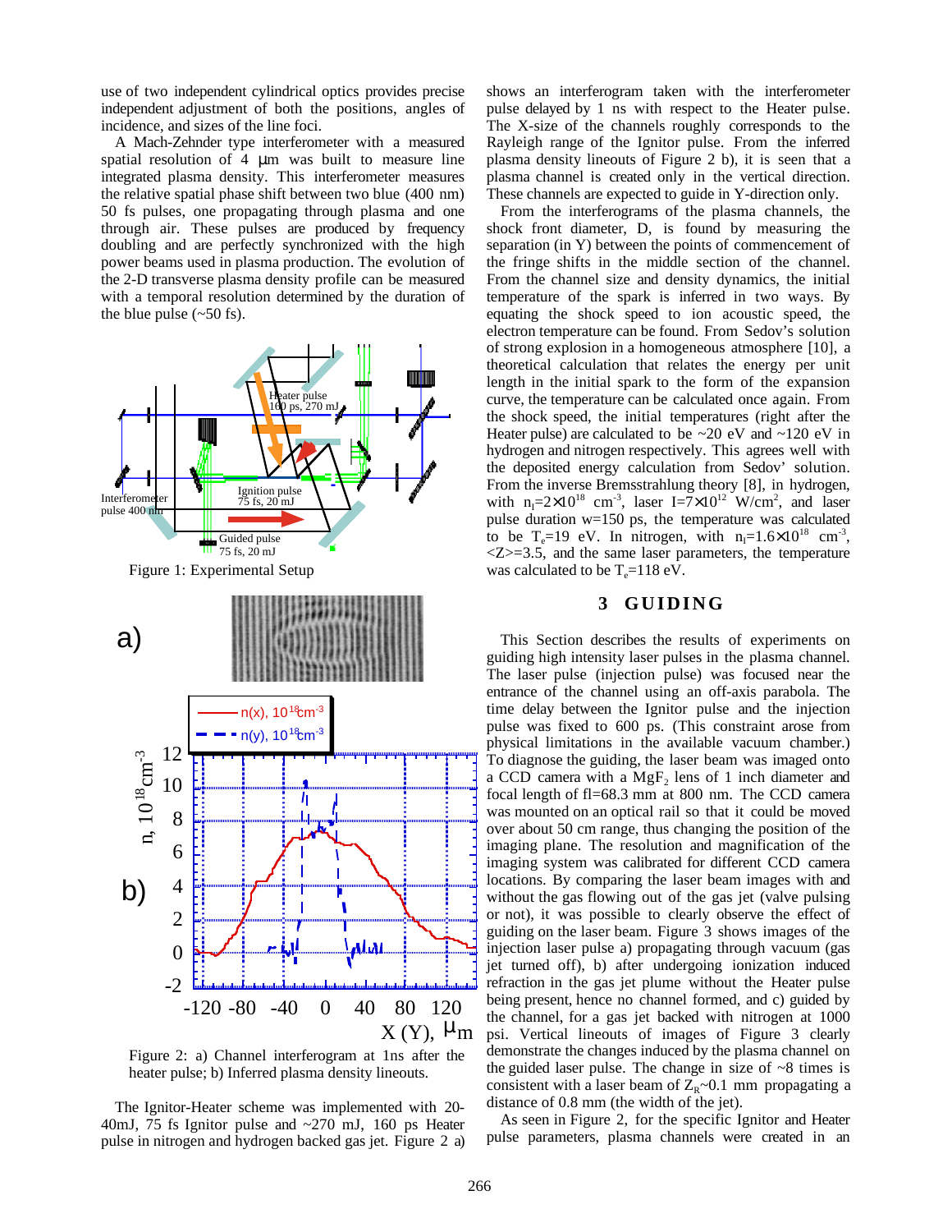use of two independent cylindrical optics provides precise independent adjustment of both the positions, angles of incidence, and sizes of the line foci.

A Mach-Zehnder type interferometer with a measured spatial resolution of 4 μm was built to measure line integrated plasma density. This interferometer measures the relative spatial phase shift between two blue (400 nm) 50 fs pulses, one propagating through plasma and one through air. These pulses are produced by frequency doubling and are perfectly synchronized with the high power beams used in plasma production. The evolution of the 2-D transverse plasma density profile can be measured with a temporal resolution determined by the duration of the blue pulse (~50 fs).

Figure 1: Experimental Setup

Figure 2: a) Channel interferogram at 1ns after the heater pulse; b) Inferred plasma density lineouts.

The Ignitor-Heater scheme was implemented with 20-40mJ, 75 fs Ignitor pulse and ~270 mJ, 160 ps Heater pulse in nitrogen and hydrogen backed gas jet. Figure 2 a) shows an interferogram taken with the interferometer pulse delayed by 1 ns with respect to the Heater pulse. The X-size of the channels roughly corresponds to the Rayleigh range of the Ignitor pulse. From the inferred plasma density lineouts of Figure 2 b), it is seen that a plasma channel is created only in the vertical direction. These channels are expected to guide in Y-direction only.

From the interferograms of the plasma channels, the shock front diameter, D, is found by measuring the separation (in Y) between the points of commencement of the fringe shifts in the middle section of the channel. From the channel size and density dynamics, the initial temperature of the spark is inferred in two ways. By equating the shock speed to ion acoustic speed, the electron temperature can be found. From Sedov's solution of strong explosion in a homogeneous atmosphere [10], a theoretical calculation that relates the energy per unit length in the initial spark to the form of the expansion curve, the temperature can be calculated once again. From the shock speed, the initial temperatures (right after the Heater pulse) are calculated to be ~20 eV and ~120 eV in hydrogen and nitrogen respectively. This agrees well with the deposited energy calculation from Sedov' solution. From the inverse Bremsstrahlung theory [8], in hydrogen, with $n_i=2\times10^{18}$ cm$^{-3}$, laser I=$7\times10^{12}$ W/cm$^2$, and laser pulse duration w=150 ps, the temperature was calculated to be $T_e$=19 eV. In nitrogen, with $n_i=1.6\times10^{18}$ cm$^{-3}$, $\langle Z\rangle$=3.5, and the same laser parameters, the temperature was calculated to be $T_e$=118 eV.

## 3 GUIDING

This Section describes the results of experiments on guiding high intensity laser pulses in the plasma channel. The laser pulse (injection pulse) was focused near the entrance of the channel using an off-axis parabola. The time delay between the Ignitor pulse and the injection pulse was fixed to 600 ps. (This constraint arose from physical limitations in the available vacuum chamber.) To diagnose the guiding, the laser beam was imaged onto a CCD camera with a $MgF_2$ lens of 1 inch diameter and focal length of fl=68.3 mm at 800 nm. The CCD camera was mounted on an optical rail so that it could be moved over about 50 cm range, thus changing the position of the imaging plane. The resolution and magnification of the imaging system was calibrated for different CCD camera locations. By comparing the laser beam images with and without the gas flowing out of the gas jet (valve pulsing or not), it was possible to clearly observe the effect of guiding on the laser beam. Figure 3 shows images of the injection laser pulse a) propagating through vacuum (gas jet turned off), b) after undergoing ionization induced refraction in the gas jet plume without the Heater pulse being present, hence no channel formed, and c) guided by the channel, for a gas jet backed with nitrogen at 1000 psi. Vertical lineouts of images of Figure 3 clearly demonstrate the changes induced by the plasma channel on the guided laser pulse. The change in size of ~8 times is consistent with a laser beam of $Z_R$~0.1 mm propagating a distance of 0.8 mm (the width of the jet).

As seen in Figure 2, for the specific Ignitor and Heater pulse parameters, plasma channels were created in an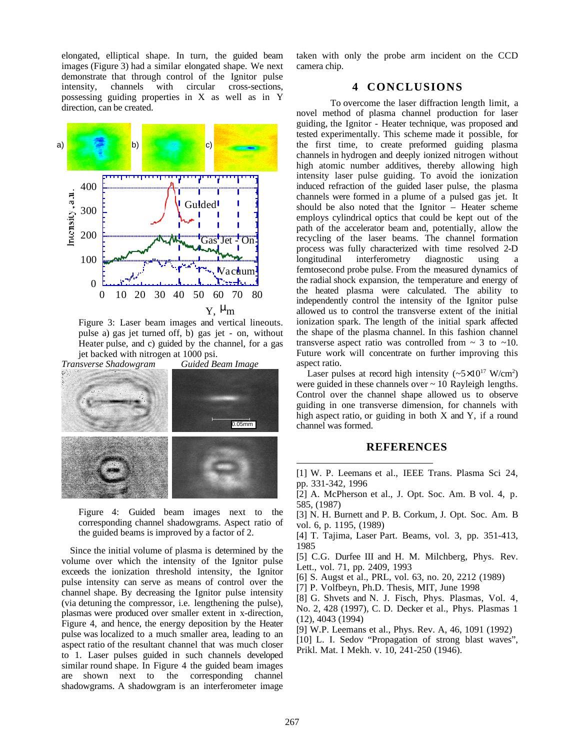elongated, elliptical shape. In turn, the guided beam images (Figure 3) had a similar elongated shape. We next demonstrate that through control of the Ignitor pulse intensity, channels with circular cross-sections, possessing guiding properties in X as well as in Y direction, can be created.

a) b) c)

Intensity, a.u.

400
300
200
100
0

0 10 20 30 40 50 60 70 80

Y, μm

Guided

Gas Jet - On

Vacuum

Figure 3: Laser beam images and vertical lineouts. pulse a) gas jet turned off, b) gas jet - on, without Heater pulse, and c) guided by the channel, for a gas jet backed with nitrogen at 1000 psi.

*Transverse Shadowgram* *Guided Beam Image*

0.05mm

Figure 4: Guided beam images next to the corresponding channel shadowgrams. Aspect ratio of the guided beams is improved by a factor of 2.

Since the initial volume of plasma is determined by the volume over which the intensity of the Ignitor pulse exceeds the ionization threshold intensity, the Ignitor pulse intensity can serve as means of control over the channel shape. By decreasing the Ignitor pulse intensity (via detuning the compressor, i.e. lengthening the pulse), plasmas were produced over smaller extent in x-direction, Figure 4, and hence, the energy deposition by the Heater pulse was localized to a much smaller area, leading to an aspect ratio of the resultant channel that was much closer to 1. Laser pulses guided in such channels developed similar round shape. In Figure 4 the guided beam images are shown next to the corresponding channel shadowgrams. A shadowgram is an interferometer image taken with only the probe arm incident on the CCD camera chip.

## 4 CONCLUSIONS

To overcome the laser diffraction length limit, a novel method of plasma channel production for laser guiding, the Ignitor - Heater technique, was proposed and tested experimentally. This scheme made it possible, for the first time, to create preformed guiding plasma channels in hydrogen and deeply ionized nitrogen without high atomic number additives, thereby allowing high intensity laser pulse guiding. To avoid the ionization induced refraction of the guided laser pulse, the plasma channels were formed in a plume of a pulsed gas jet. It should be also noted that the Ignitor – Heater scheme employs cylindrical optics that could be kept out of the path of the accelerator beam and, potentially, allow the recycling of the laser beams. The channel formation process was fully characterized with time resolved 2-D longitudinal interferometry diagnostic using a femtosecond probe pulse. From the measured dynamics of the radial shock expansion, the temperature and energy of the heated plasma were calculated. The ability to independently control the intensity of the Ignitor pulse allowed us to control the transverse extent of the initial ionization spark. The length of the initial spark affected the shape of the plasma channel. In this fashion channel transverse aspect ratio was controlled from ~ 3 to ~10. Future work will concentrate on further improving this aspect ratio.

Laser pulses at record high intensity (~$5\times10^{17}$ W/cm$^2$) were guided in these channels over ~ 10 Rayleigh lengths. Control over the channel shape allowed us to observe guiding in one transverse dimension, for channels with high aspect ratio, or guiding in both X and Y, if a round channel was formed.

## REFERENCES

[1] W. P. Leemans et al., IEEE Trans. Plasma Sci 24, pp. 331-342, 1996

[2] A. McPherson et al., J. Opt. Soc. Am. B vol. 4, p. 585, (1987)

[3] N. H. Burnett and P. B. Corkum, J. Opt. Soc. Am. B vol. 6, p. 1195, (1989)

[4] T. Tajima, Laser Part. Beams, vol. 3, pp. 351-413, 1985

[5] C.G. Durfee III and H. M. Milchberg, Phys. Rev. Lett., vol. 71, pp. 2409, 1993

[6] S. Augst et al., PRL, vol. 63, no. 20, 2212 (1989)

[7] P. Volfbeyn, Ph.D. Thesis, MIT, June 1998

[8] G. Shvets and N. J. Fisch, Phys. Plasmas, Vol. 4, No. 2, 428 (1997), C. D. Decker et al., Phys. Plasmas 1 (12), 4043 (1994)

[9] W.P. Leemans et al., Phys. Rev. A, 46, 1091 (1992)

[10] L. I. Sedov "Propagation of strong blast waves", Prikl. Mat. I Mekh. v. 10, 241-250 (1946).